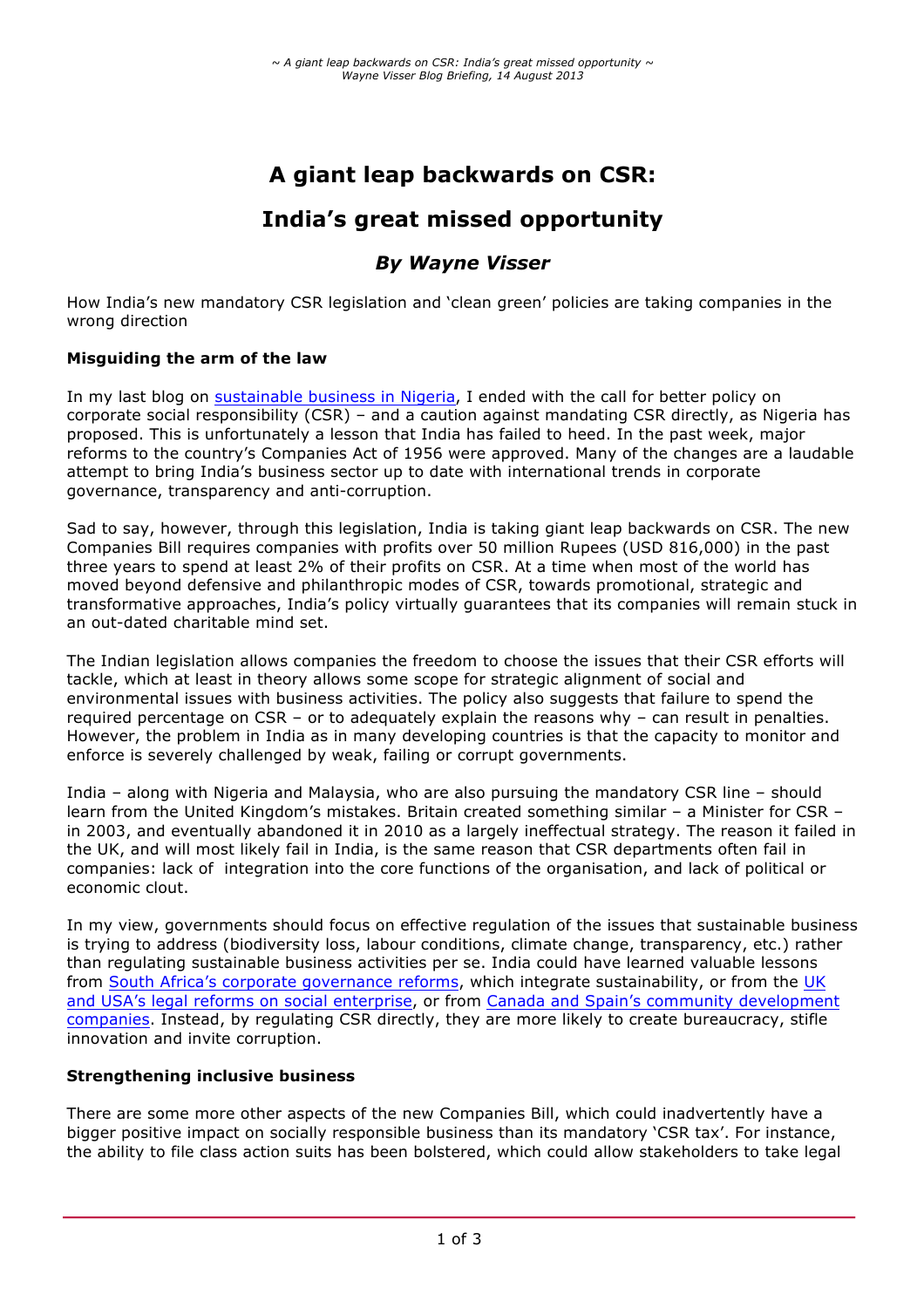# A giant leap backwards on CSR:

# India's great missed opportunity

### *By Wayne Visser*

How India's new mandatory CSR legislation and 'clean green' policies are taking companies in the wrong direction

**Misguiding the arm of the law**

In my last blog on sustainable business in Nigeria, I ended with the call for better policy on corporate social responsibility (CSR) – and a caution against mandating CSR directly, as Nigeria has proposed. This is unfortunately a lesson that India has failed to heed. In the past week, major reforms to the country's Companies Act of 1956 were approved. Many of the changes are a laudable attempt to bring India's business sector up to date with international trends in corporate governance, transparency and anti-corruption.

Sad to say, however, through this legislation, India is taking giant leap backwards on CSR. The new Companies Bill requires companies with profits over 50 million Rupees (USD 816,000) in the past three years to spend at least 2% of their profits on CSR. At a time when most of the world has moved beyond defensive and philanthropic modes of CSR, towards promotional, strategic and transformative approaches, India's policy virtually guarantees that its companies will remain stuck in an out-dated charitable mind set.

The Indian legislation allows companies the freedom to choose the issues that their CSR efforts will tackle, which at least in theory allows some scope for strategic alignment of social and environmental issues with business activities. The policy also suggests that failure to spend the required percentage on CSR – or to adequately explain the reasons why – can result in penalties. However, the problem in India as in many developing countries is that the capacity to monitor and enforce is severely challenged by weak, failing or corrupt governments.

India – along with Nigeria and Malaysia, who are also pursuing the mandatory CSR line – should learn from the United Kingdom's mistakes. Britain created something similar – a Minister for CSR – in 2003, and eventually abandoned it in 2010 as a largely ineffectual strategy. The reason it failed in the UK, and will most likely fail in India, is the same reason that CSR departments often fail in companies: lack of integration into the core functions of the organisation, and lack of political or economic clout.

In my view, governments should focus on effective regulation of the issues that sustainable business is trying to address (biodiversity loss, labour conditions, climate change, transparency, etc.) rather than regulating sustainable business activities per se. India could have learned valuable lessons from South Africa's corporate governance reforms, which integrate sustainability, or from the UK and USA's legal reforms on social enterprise, or from Canada and Spain's community development companies. Instead, by regulating CSR directly, they are more likely to create bureaucracy, stifle innovation and invite corruption.

**Strengthening inclusive business**

There are some more other aspects of the new Companies Bill, which could inadvertently have a bigger positive impact on socially responsible business than its mandatory 'CSR tax'. For instance, the ability to file class action suits has been bolstered, which could allow stakeholders to take legal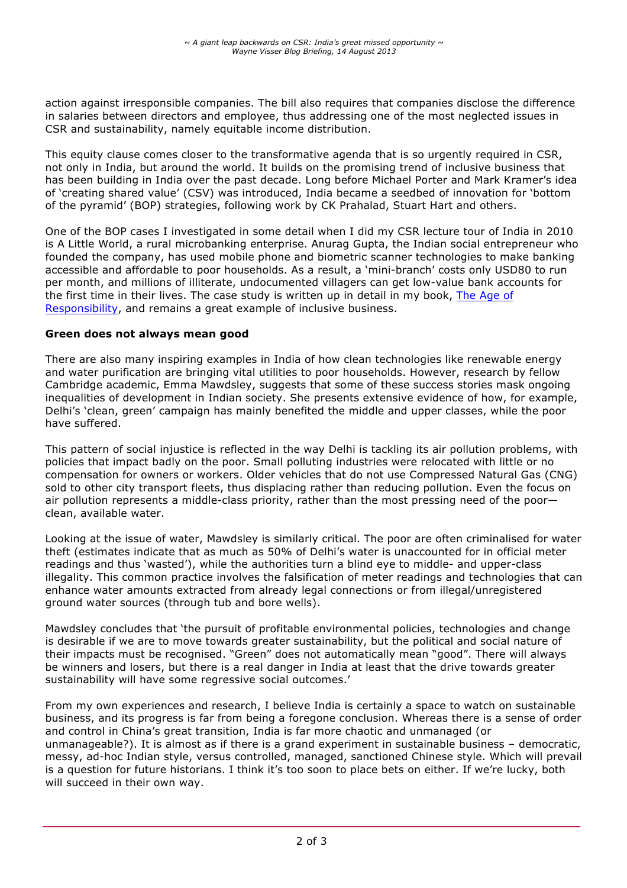action against irresponsible companies. The bill also requires that companies disclose the difference in salaries between directors and employee, thus addressing one of the most neglected issues in CSR and sustainability, namely equitable income distribution.

This equity clause comes closer to the transformative agenda that is so urgently required in CSR, not only in India, but around the world. It builds on the promising trend of inclusive business that has been building in India over the past decade. Long before Michael Porter and Mark Kramer's idea of 'creating shared value' (CSV) was introduced, India became a seedbed of innovation for 'bottom of the pyramid' (BOP) strategies, following work by CK Prahalad, Stuart Hart and others.

One of the BOP cases I investigated in some detail when I did my CSR lecture tour of India in 2010 is A Little World, a rural microbanking enterprise. Anurag Gupta, the Indian social entrepreneur who founded the company, has used mobile phone and biometric scanner technologies to make banking accessible and affordable to poor households. As a result, a 'mini-branch' costs only USD80 to run per month, and millions of illiterate, undocumented villagers can get low-value bank accounts for the first time in their lives. The case study is written up in detail in my book, The Age of Responsibility, and remains a great example of inclusive business.

**Green does not always mean good**

There are also many inspiring examples in India of how clean technologies like renewable energy and water purification are bringing vital utilities to poor households. However, research by fellow Cambridge academic, Emma Mawdsley, suggests that some of these success stories mask ongoing inequalities of development in Indian society. She presents extensive evidence of how, for example, Delhi's 'clean, green' campaign has mainly benefited the middle and upper classes, while the poor have suffered.

This pattern of social injustice is reflected in the way Delhi is tackling its air pollution problems, with policies that impact badly on the poor. Small polluting industries were relocated with little or no compensation for owners or workers. Older vehicles that do not use Compressed Natural Gas (CNG) sold to other city transport fleets, thus displacing rather than reducing pollution. Even the focus on air pollution represents a middle-class priority, rather than the most pressing need of the poor—clean, available water.

Looking at the issue of water, Mawdsley is similarly critical. The poor are often criminalised for water theft (estimates indicate that as much as 50% of Delhi's water is unaccounted for in official meter readings and thus 'wasted'), while the authorities turn a blind eye to middle- and upper-class illegality. This common practice involves the falsification of meter readings and technologies that can enhance water amounts extracted from already legal connections or from illegal/unregistered ground water sources (through tub and bore wells).

Mawdsley concludes that 'the pursuit of profitable environmental policies, technologies and change is desirable if we are to move towards greater sustainability, but the political and social nature of their impacts must be recognised. "Green" does not automatically mean "good". There will always be winners and losers, but there is a real danger in India at least that the drive towards greater sustainability will have some regressive social outcomes.'

From my own experiences and research, I believe India is certainly a space to watch on sustainable business, and its progress is far from being a foregone conclusion. Whereas there is a sense of order and control in China's great transition, India is far more chaotic and unmanaged (or unmanageable?). It is almost as if there is a grand experiment in sustainable business – democratic, messy, ad-hoc Indian style, versus controlled, managed, sanctioned Chinese style. Which will prevail is a question for future historians. I think it's too soon to place bets on either. If we're lucky, both will succeed in their own way.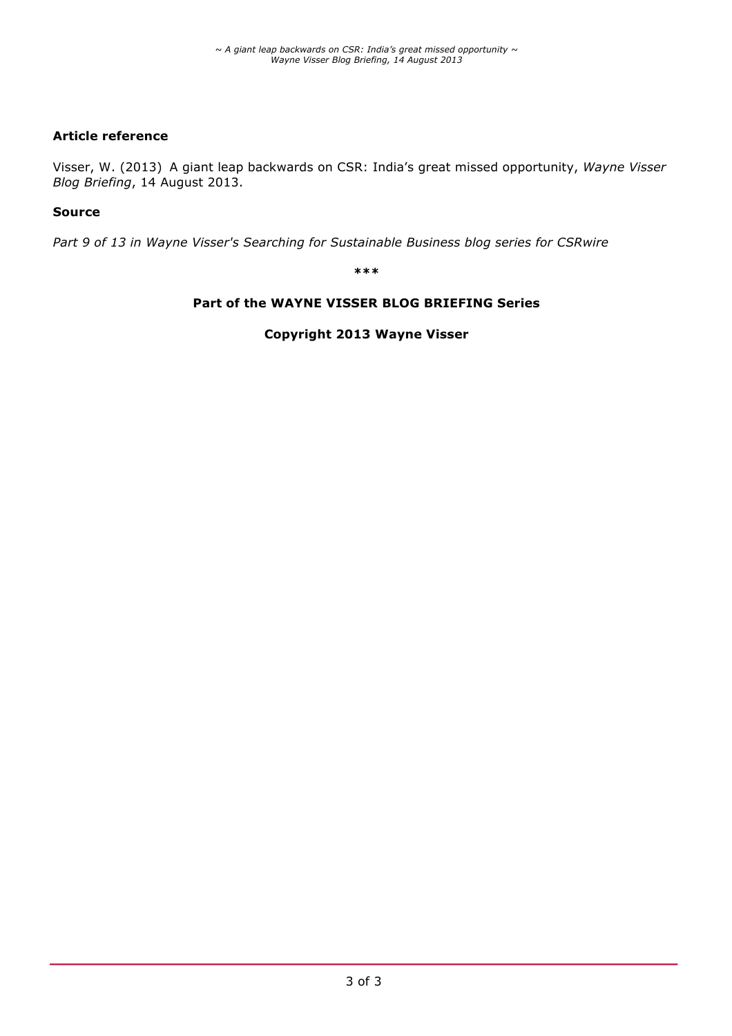**Article reference**

Visser, W. (2013) A giant leap backwards on CSR: India's great missed opportunity, *Wayne Visser Blog Briefing*, 14 August 2013.

**Source**

*Part 9 of 13 in Wayne Visser's Searching for Sustainable Business blog series for CSRwire*

***

**Part of the WAYNE VISSER BLOG BRIEFING Series**

**Copyright 2013 Wayne Visser**